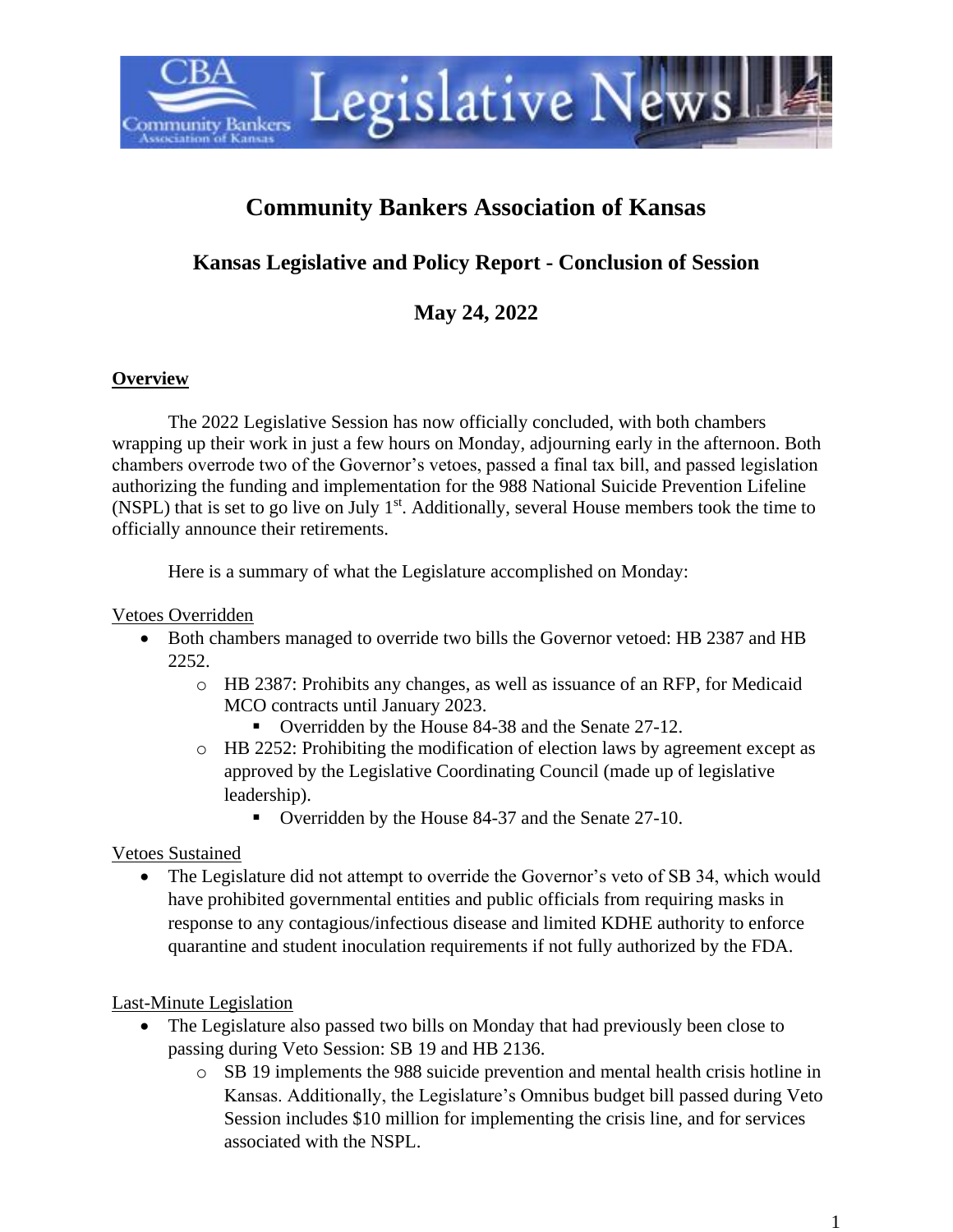# Community Bankers Association of Kansas

## Kansas Legislative and Policy Report - Conclusion of Session

## May 24, 2022

### **Overview**

The 2022 Legislative Session has now officially concluded, with both chambers wrapping up their work in just a few hours on Monday, adjourning early in the afternoon. Both chambers overrode two of the Governor's vetoes, passed a final tax bill, and passed legislation authorizing the funding and implementation for the 988 National Suicide Prevention Lifeline (NSPL) that is set to go live on July 1st. Additionally, several House members took the time to officially announce their retirements.

Here is a summary of what the Legislature accomplished on Monday:

Vetoes Overridden

- Both chambers managed to override two bills the Governor vetoed: HB 2387 and HB 2252.
  - HB 2387: Prohibits any changes, as well as issuance of an RFP, for Medicaid MCO contracts until January 2023.
    - Overridden by the House 84-38 and the Senate 27-12.
  - HB 2252: Prohibiting the modification of election laws by agreement except as approved by the Legislative Coordinating Council (made up of legislative leadership).
    - Overridden by the House 84-37 and the Senate 27-10.

Vetoes Sustained

- The Legislature did not attempt to override the Governor's veto of SB 34, which would have prohibited governmental entities and public officials from requiring masks in response to any contagious/infectious disease and limited KDHE authority to enforce quarantine and student inoculation requirements if not fully authorized by the FDA.

Last-Minute Legislation

- The Legislature also passed two bills on Monday that had previously been close to passing during Veto Session: SB 19 and HB 2136.
  - SB 19 implements the 988 suicide prevention and mental health crisis hotline in Kansas. Additionally, the Legislature's Omnibus budget bill passed during Veto Session includes $10 million for implementing the crisis line, and for services associated with the NSPL.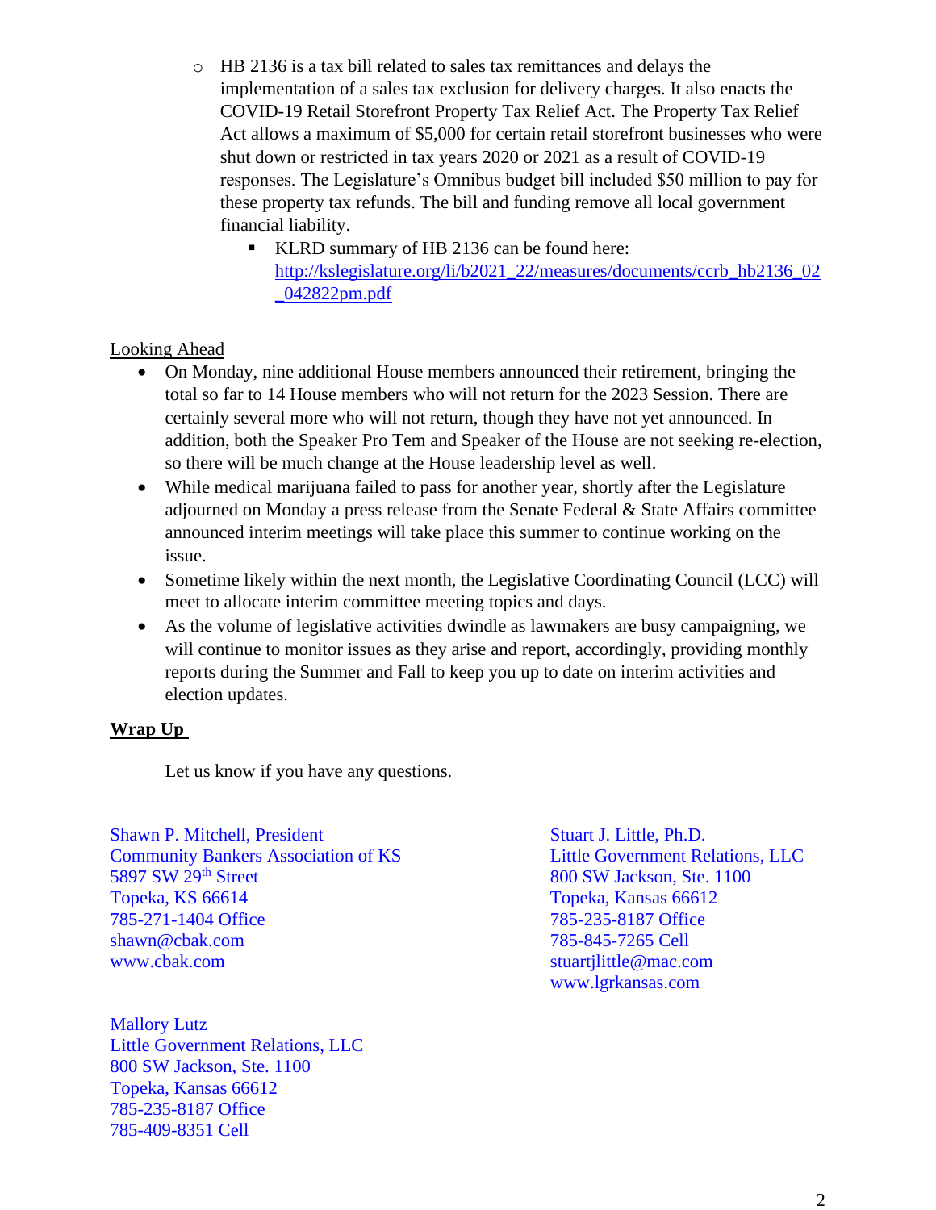- HB 2136 is a tax bill related to sales tax remittances and delays the implementation of a sales tax exclusion for delivery charges. It also enacts the COVID-19 Retail Storefront Property Tax Relief Act. The Property Tax Relief Act allows a maximum of $5,000 for certain retail storefront businesses who were shut down or restricted in tax years 2020 or 2021 as a result of COVID-19 responses. The Legislature's Omnibus budget bill included $50 million to pay for these property tax refunds. The bill and funding remove all local government financial liability.
  - KLRD summary of HB 2136 can be found here: http://kslegislature.org/li/b2021_22/measures/documents/ccrb_hb2136_02_042822pm.pdf

Looking Ahead

- On Monday, nine additional House members announced their retirement, bringing the total so far to 14 House members who will not return for the 2023 Session. There are certainly several more who will not return, though they have not yet announced. In addition, both the Speaker Pro Tem and Speaker of the House are not seeking re-election, so there will be much change at the House leadership level as well.
- While medical marijuana failed to pass for another year, shortly after the Legislature adjourned on Monday a press release from the Senate Federal & State Affairs committee announced interim meetings will take place this summer to continue working on the issue.
- Sometime likely within the next month, the Legislative Coordinating Council (LCC) will meet to allocate interim committee meeting topics and days.
- As the volume of legislative activities dwindle as lawmakers are busy campaigning, we will continue to monitor issues as they arise and report, accordingly, providing monthly reports during the Summer and Fall to keep you up to date on interim activities and election updates.

**Wrap Up**

Let us know if you have any questions.

Shawn P. Mitchell, President
Community Bankers Association of KS
5897 SW 29th Street
Topeka, KS 66614
785-271-1404 Office
shawn@cbak.com
www.cbak.com

Stuart J. Little, Ph.D.
Little Government Relations, LLC
800 SW Jackson, Ste. 1100
Topeka, Kansas 66612
785-235-8187 Office
785-845-7265 Cell
stuartjlittle@mac.com
www.lgrkansas.com

Mallory Lutz
Little Government Relations, LLC
800 SW Jackson, Ste. 1100
Topeka, Kansas 66612
785-235-8187 Office
785-409-8351 Cell